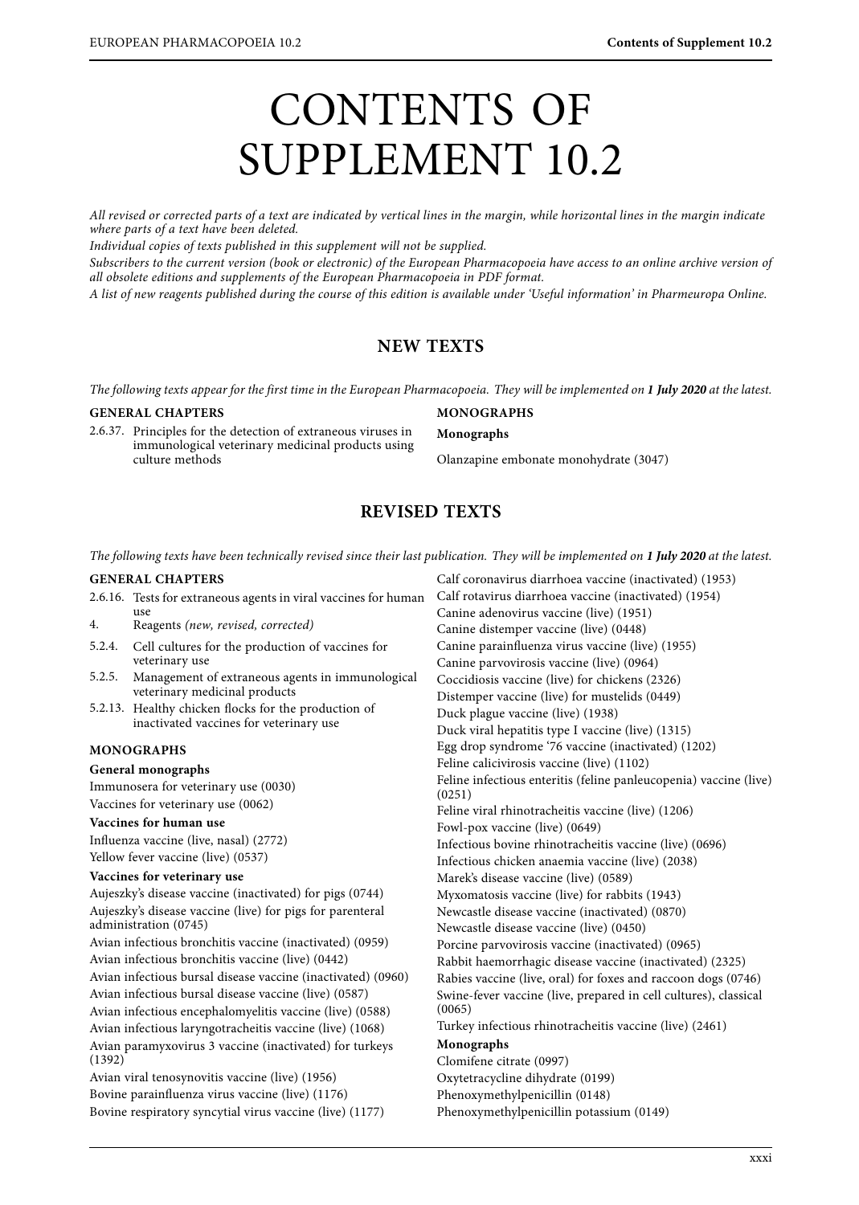# CONTENTS OF SUPPLEMENT 10.2

*All revised or corrected parts of a text are indicated by vertical lines in the margin, while horizontal lines in the margin indicate where parts of a text have been deleted.*

*Individual copies of texts published in this supplement will not be supplied.*

*Subscribers to the current version (book or electronic) of the European Pharmacopoeia have access to an online archive version of all obsolete editions and supplements of the European Pharmacopoeia in PDF format.*

*A list of new reagents published during the course of this edition is available under 'Useful information' in Pharmeuropa Online.*

## NEW TEXTS

*The following texts appear for the first time in the European Pharmacopoeia. They will be implemented on **1 July 2020** at the latest.*

**GENERAL CHAPTERS**

2.6.37. Principles for the detection of extraneous viruses in immunological veterinary medicinal products using culture methods

**MONOGRAPHS**

**Monographs**

Olanzapine embonate monohydrate (3047)

## REVISED TEXTS

*The following texts have been technically revised since their last publication. They will be implemented on **1 July 2020** at the latest.*

**GENERAL CHAPTERS**

2.6.16. Tests for extraneous agents in viral vaccines for human use

4. Reagents *(new, revised, corrected)*

5.2.4. Cell cultures for the production of vaccines for veterinary use

5.2.5. Management of extraneous agents in immunological veterinary medicinal products

5.2.13. Healthy chicken flocks for the production of inactivated vaccines for veterinary use

**MONOGRAPHS**

**General monographs**

Immunosera for veterinary use (0030)

Vaccines for veterinary use (0062)

**Vaccines for human use**

Influenza vaccine (live, nasal) (2772)

Yellow fever vaccine (live) (0537)

**Vaccines for veterinary use**

Aujeszky's disease vaccine (inactivated) for pigs (0744)

Aujeszky's disease vaccine (live) for pigs for parenteral administration (0745)

Avian infectious bronchitis vaccine (inactivated) (0959)

Avian infectious bronchitis vaccine (live) (0442)

Avian infectious bursal disease vaccine (inactivated) (0960)

Avian infectious bursal disease vaccine (live) (0587)

Avian infectious encephalomyelitis vaccine (live) (0588)

Avian infectious laryngotracheitis vaccine (live) (1068)

Avian paramyxovirus 3 vaccine (inactivated) for turkeys (1392)

Avian viral tenosynovitis vaccine (live) (1956)

Bovine parainfluenza virus vaccine (live) (1176)

Bovine respiratory syncytial virus vaccine (live) (1177)

Calf coronavirus diarrhoea vaccine (inactivated) (1953)

Calf rotavirus diarrhoea vaccine (inactivated) (1954)

Canine adenovirus vaccine (live) (1951)

Canine distemper vaccine (live) (0448)

Canine parainfluenza virus vaccine (live) (1955)

Canine parvovirosis vaccine (live) (0964)

Coccidiosis vaccine (live) for chickens (2326)

Distemper vaccine (live) for mustelids (0449)

Duck plague vaccine (live) (1938)

Duck viral hepatitis type I vaccine (live) (1315)

Egg drop syndrome '76 vaccine (inactivated) (1202)

Feline calicivirosis vaccine (live) (1102)

Feline infectious enteritis (feline panleucopenia) vaccine (live) (0251)

Feline viral rhinotracheitis vaccine (live) (1206)

Fowl-pox vaccine (live) (0649)

Infectious bovine rhinotracheitis vaccine (live) (0696)

Infectious chicken anaemia vaccine (live) (2038)

Marek's disease vaccine (live) (0589)

Myxomatosis vaccine (live) for rabbits (1943)

Newcastle disease vaccine (inactivated) (0870)

Newcastle disease vaccine (live) (0450)

Porcine parvovirosis vaccine (inactivated) (0965)

Rabbit haemorrhagic disease vaccine (inactivated) (2325)

Rabies vaccine (live, oral) for foxes and raccoon dogs (0746)

Swine-fever vaccine (live, prepared in cell cultures), classical (0065)

Turkey infectious rhinotracheitis vaccine (live) (2461)

**Monographs**

Clomifene citrate (0997)

Oxytetracycline dihydrate (0199)

Phenoxymethylpenicillin (0148)

Phenoxymethylpenicillin potassium (0149)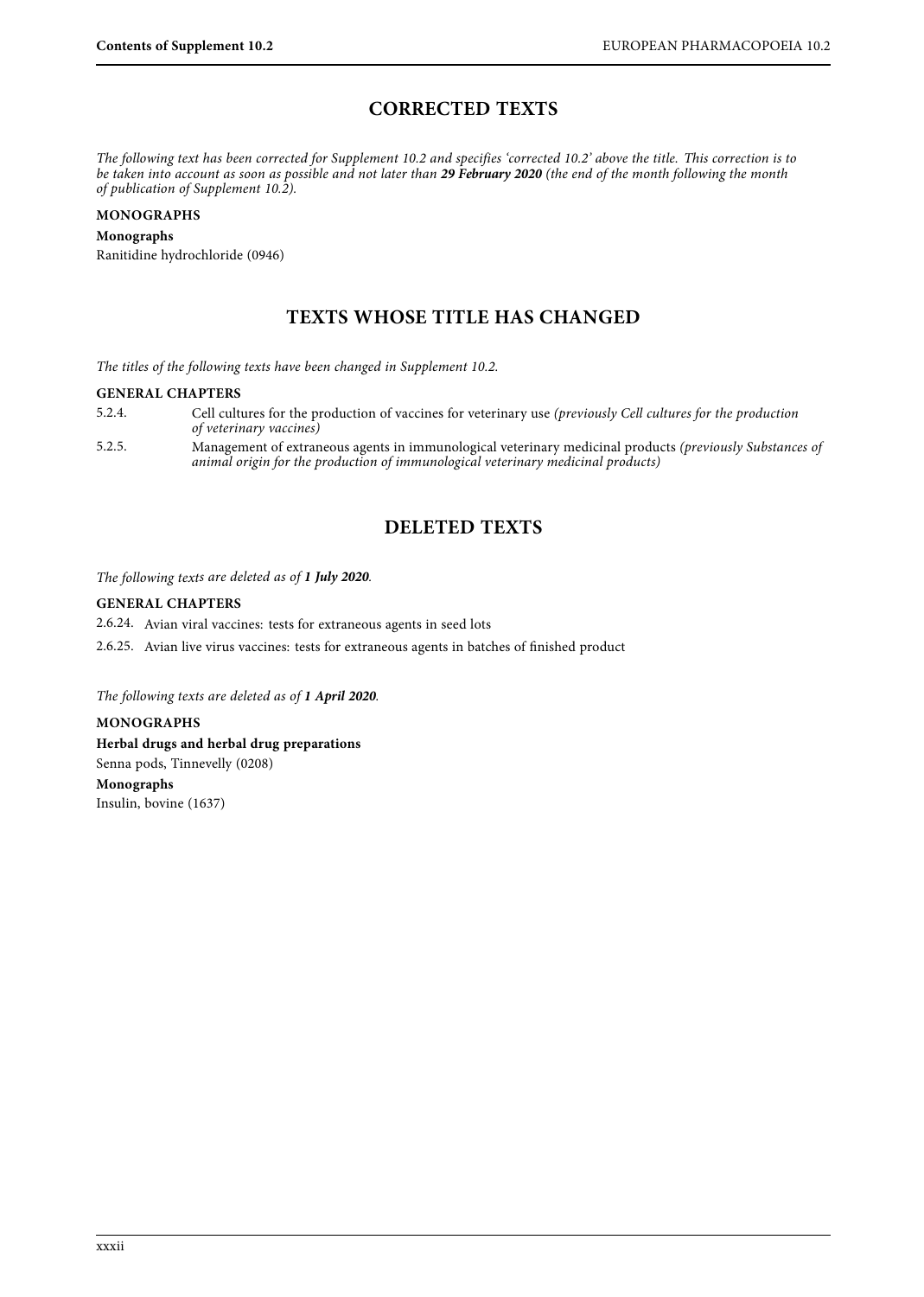## CORRECTED TEXTS

*The following text has been corrected for Supplement 10.2 and specifies 'corrected 10.2' above the title. This correction is to be taken into account as soon as possible and not later than **29 February 2020** (the end of the month following the month of publication of Supplement 10.2).*

**MONOGRAPHS**

**Monographs**

Ranitidine hydrochloride (0946)

## TEXTS WHOSE TITLE HAS CHANGED

*The titles of the following texts have been changed in Supplement 10.2.*

**GENERAL CHAPTERS**

5.2.4. Cell cultures for the production of vaccines for veterinary use *(previously Cell cultures for the production of veterinary vaccines)*

5.2.5. Management of extraneous agents in immunological veterinary medicinal products *(previously Substances of animal origin for the production of immunological veterinary medicinal products)*

## DELETED TEXTS

*The following texts are deleted as of **1 July 2020**.*

**GENERAL CHAPTERS**

2.6.24. Avian viral vaccines: tests for extraneous agents in seed lots

2.6.25. Avian live virus vaccines: tests for extraneous agents in batches of finished product

*The following texts are deleted as of **1 April 2020**.*

**MONOGRAPHS**

**Herbal drugs and herbal drug preparations**

Senna pods, Tinnevelly (0208)

**Monographs**

Insulin, bovine (1637)